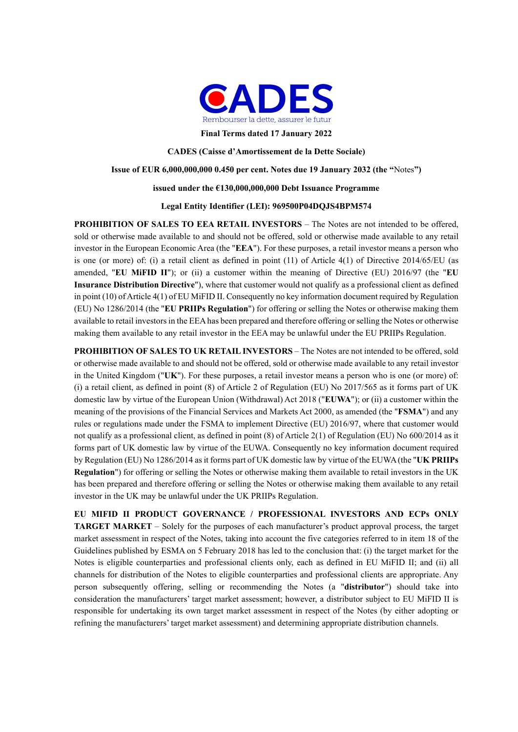CADES

Rembourser la dette, assurer le futur

**Final Terms dated 17 January 2022**

**CADES (Caisse d'Amortissement de la Dette Sociale)**

**Issue of EUR 6,000,000,000 0.450 per cent. Notes due 19 January 2032 (the "**Notes**")**

**issued under the €130,000,000,000 Debt Issuance Programme**

**Legal Entity Identifier (LEI): 969500P04DQJS4BPM574**

**PROHIBITION OF SALES TO EEA RETAIL INVESTORS** – The Notes are not intended to be offered, sold or otherwise made available to and should not be offered, sold or otherwise made available to any retail investor in the European Economic Area (the "**EEA**"). For these purposes, a retail investor means a person who is one (or more) of: (i) a retail client as defined in point (11) of Article 4(1) of Directive 2014/65/EU (as amended, "**EU MiFID II**"); or (ii) a customer within the meaning of Directive (EU) 2016/97 (the "**EU Insurance Distribution Directive**"), where that customer would not qualify as a professional client as defined in point (10) of Article 4(1) of EU MiFID II. Consequently no key information document required by Regulation (EU) No 1286/2014 (the "**EU PRIIPs Regulation**") for offering or selling the Notes or otherwise making them available to retail investors in the EEA has been prepared and therefore offering or selling the Notes or otherwise making them available to any retail investor in the EEA may be unlawful under the EU PRIIPs Regulation.

**PROHIBITION OF SALES TO UK RETAIL INVESTORS** – The Notes are not intended to be offered, sold or otherwise made available to and should not be offered, sold or otherwise made available to any retail investor in the United Kingdom ("**UK**"). For these purposes, a retail investor means a person who is one (or more) of: (i) a retail client, as defined in point (8) of Article 2 of Regulation (EU) No 2017/565 as it forms part of UK domestic law by virtue of the European Union (Withdrawal) Act 2018 ("**EUWA**"); or (ii) a customer within the meaning of the provisions of the Financial Services and Markets Act 2000, as amended (the "**FSMA**") and any rules or regulations made under the FSMA to implement Directive (EU) 2016/97, where that customer would not qualify as a professional client, as defined in point (8) of Article 2(1) of Regulation (EU) No 600/2014 as it forms part of UK domestic law by virtue of the EUWA. Consequently no key information document required by Regulation (EU) No 1286/2014 as it forms part of UK domestic law by virtue of the EUWA (the "**UK PRIIPs Regulation**") for offering or selling the Notes or otherwise making them available to retail investors in the UK has been prepared and therefore offering or selling the Notes or otherwise making them available to any retail investor in the UK may be unlawful under the UK PRIIPs Regulation.

**EU MIFID II PRODUCT GOVERNANCE / PROFESSIONAL INVESTORS AND ECPs ONLY TARGET MARKET** – Solely for the purposes of each manufacturer's product approval process, the target market assessment in respect of the Notes, taking into account the five categories referred to in item 18 of the Guidelines published by ESMA on 5 February 2018 has led to the conclusion that: (i) the target market for the Notes is eligible counterparties and professional clients only, each as defined in EU MiFID II; and (ii) all channels for distribution of the Notes to eligible counterparties and professional clients are appropriate. Any person subsequently offering, selling or recommending the Notes (a "**distributor**") should take into consideration the manufacturers' target market assessment; however, a distributor subject to EU MiFID II is responsible for undertaking its own target market assessment in respect of the Notes (by either adopting or refining the manufacturers' target market assessment) and determining appropriate distribution channels.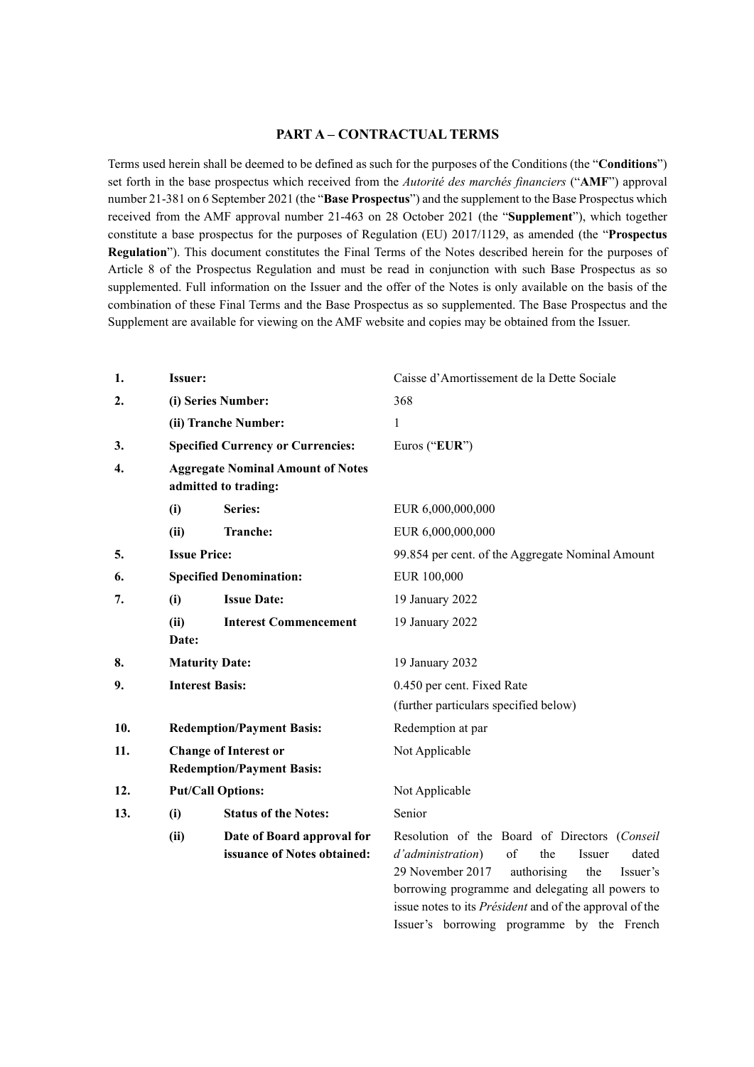## PART A – CONTRACTUAL TERMS

Terms used herein shall be deemed to be defined as such for the purposes of the Conditions (the "**Conditions**") set forth in the base prospectus which received from the *Autorité des marchés financiers* ("**AMF**") approval number 21-381 on 6 September 2021 (the "**Base Prospectus**") and the supplement to the Base Prospectus which received from the AMF approval number 21-463 on 28 October 2021 (the "**Supplement**"), which together constitute a base prospectus for the purposes of Regulation (EU) 2017/1129, as amended (the "**Prospectus Regulation**"). This document constitutes the Final Terms of the Notes described herein for the purposes of Article 8 of the Prospectus Regulation and must be read in conjunction with such Base Prospectus as so supplemented. Full information on the Issuer and the offer of the Notes is only available on the basis of the combination of these Final Terms and the Base Prospectus as so supplemented. The Base Prospectus and the Supplement are available for viewing on the AMF website and copies may be obtained from the Issuer.

| | | |
|---|---|---|
| **1.** | **Issuer:** | Caisse d'Amortissement de la Dette Sociale |
| **2.** | **(i) Series Number:** | 368 |
| | **(ii) Tranche Number:** | 1 |
| **3.** | **Specified Currency or Currencies:** | Euros ("**EUR**") |
| **4.** | **Aggregate Nominal Amount of Notes admitted to trading:** | |
| | **(i) Series:** | EUR 6,000,000,000 |
| | **(ii) Tranche:** | EUR 6,000,000,000 |
| **5.** | **Issue Price:** | 99.854 per cent. of the Aggregate Nominal Amount |
| **6.** | **Specified Denomination:** | EUR 100,000 |
| **7.** | **(i) Issue Date:** | 19 January 2022 |
| | **(ii) Interest Commencement Date:** | 19 January 2022 |
| **8.** | **Maturity Date:** | 19 January 2032 |
| **9.** | **Interest Basis:** | 0.450 per cent. Fixed Rate<br>(further particulars specified below) |
| **10.** | **Redemption/Payment Basis:** | Redemption at par |
| **11.** | **Change of Interest or Redemption/Payment Basis:** | Not Applicable |
| **12.** | **Put/Call Options:** | Not Applicable |
| **13.** | **(i) Status of the Notes:** | Senior |
| | **(ii) Date of Board approval for issuance of Notes obtained:** | Resolution of the Board of Directors (*Conseil d'administration*) of the Issuer dated 29 November 2017 authorising the Issuer's borrowing programme and delegating all powers to issue notes to its *Président* and of the approval of the Issuer's borrowing programme by the French |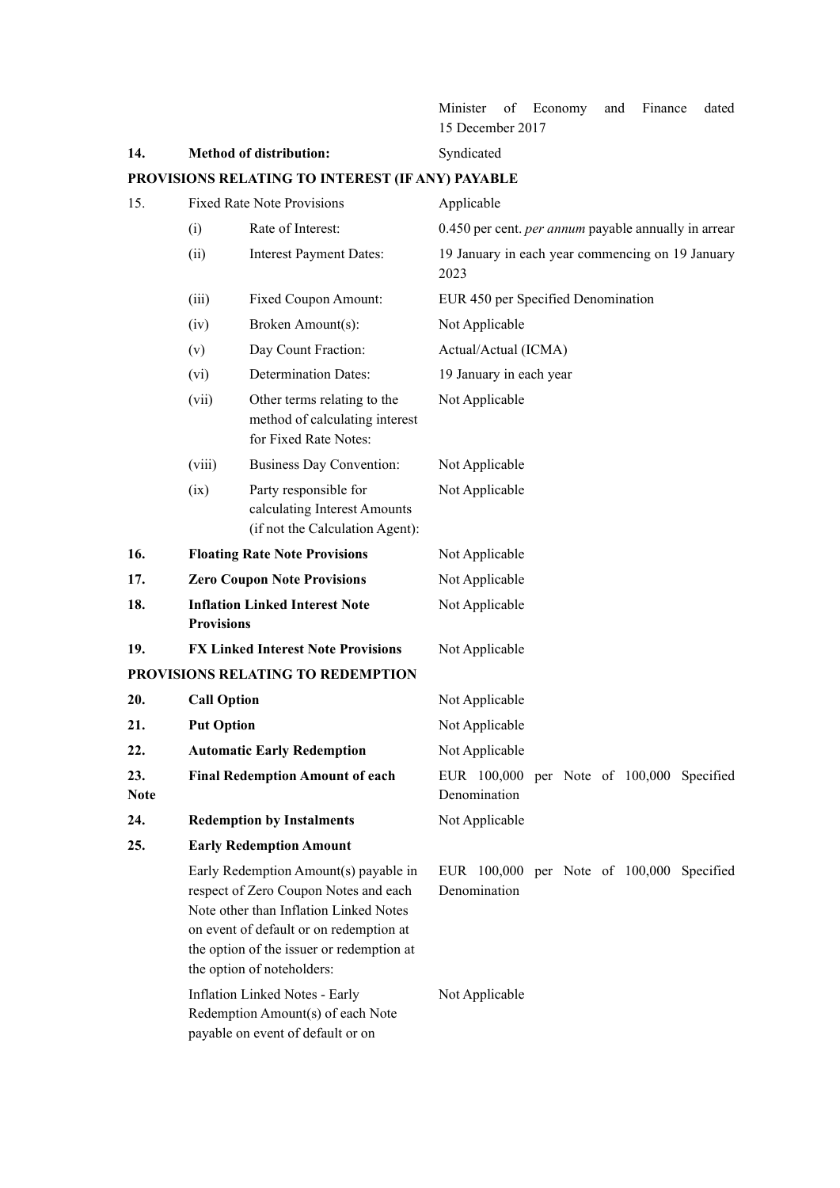| | | | |
|---|---|---|---|
| | | | Minister of Economy and Finance dated 15 December 2017 |
| **14.** | **Method of distribution:** | | Syndicated |

**PROVISIONS RELATING TO INTEREST (IF ANY) PAYABLE**

| | | | |
|---|---|---|---|
| 15. | Fixed Rate Note Provisions | | Applicable |
| | (i) | Rate of Interest: | 0.450 per cent. *per annum* payable annually in arrear |
| | (ii) | Interest Payment Dates: | 19 January in each year commencing on 19 January 2023 |
| | (iii) | Fixed Coupon Amount: | EUR 450 per Specified Denomination |
| | (iv) | Broken Amount(s): | Not Applicable |
| | (v) | Day Count Fraction: | Actual/Actual (ICMA) |
| | (vi) | Determination Dates: | 19 January in each year |
| | (vii) | Other terms relating to the method of calculating interest for Fixed Rate Notes: | Not Applicable |
| | (viii) | Business Day Convention: | Not Applicable |
| | (ix) | Party responsible for calculating Interest Amounts (if not the Calculation Agent): | Not Applicable |
| **16.** | **Floating Rate Note Provisions** | | Not Applicable |
| **17.** | **Zero Coupon Note Provisions** | | Not Applicable |
| **18.** | **Inflation Linked Interest Note Provisions** | | Not Applicable |
| **19.** | **FX Linked Interest Note Provisions** | | Not Applicable |

**PROVISIONS RELATING TO REDEMPTION**

| | | |
|---|---|---|
| **20.** | **Call Option** | Not Applicable |
| **21.** | **Put Option** | Not Applicable |
| **22.** | **Automatic Early Redemption** | Not Applicable |
| **23.** | **Final Redemption Amount of each Note** | EUR 100,000 per Note of 100,000 Specified Denomination |
| **24.** | **Redemption by Instalments** | Not Applicable |
| **25.** | **Early Redemption Amount** | |
| | Early Redemption Amount(s) payable in respect of Zero Coupon Notes and each Note other than Inflation Linked Notes on event of default or on redemption at the option of the issuer or redemption at the option of noteholders: | EUR 100,000 per Note of 100,000 Specified Denomination |
| | Inflation Linked Notes - Early Redemption Amount(s) of each Note payable on event of default or on | Not Applicable |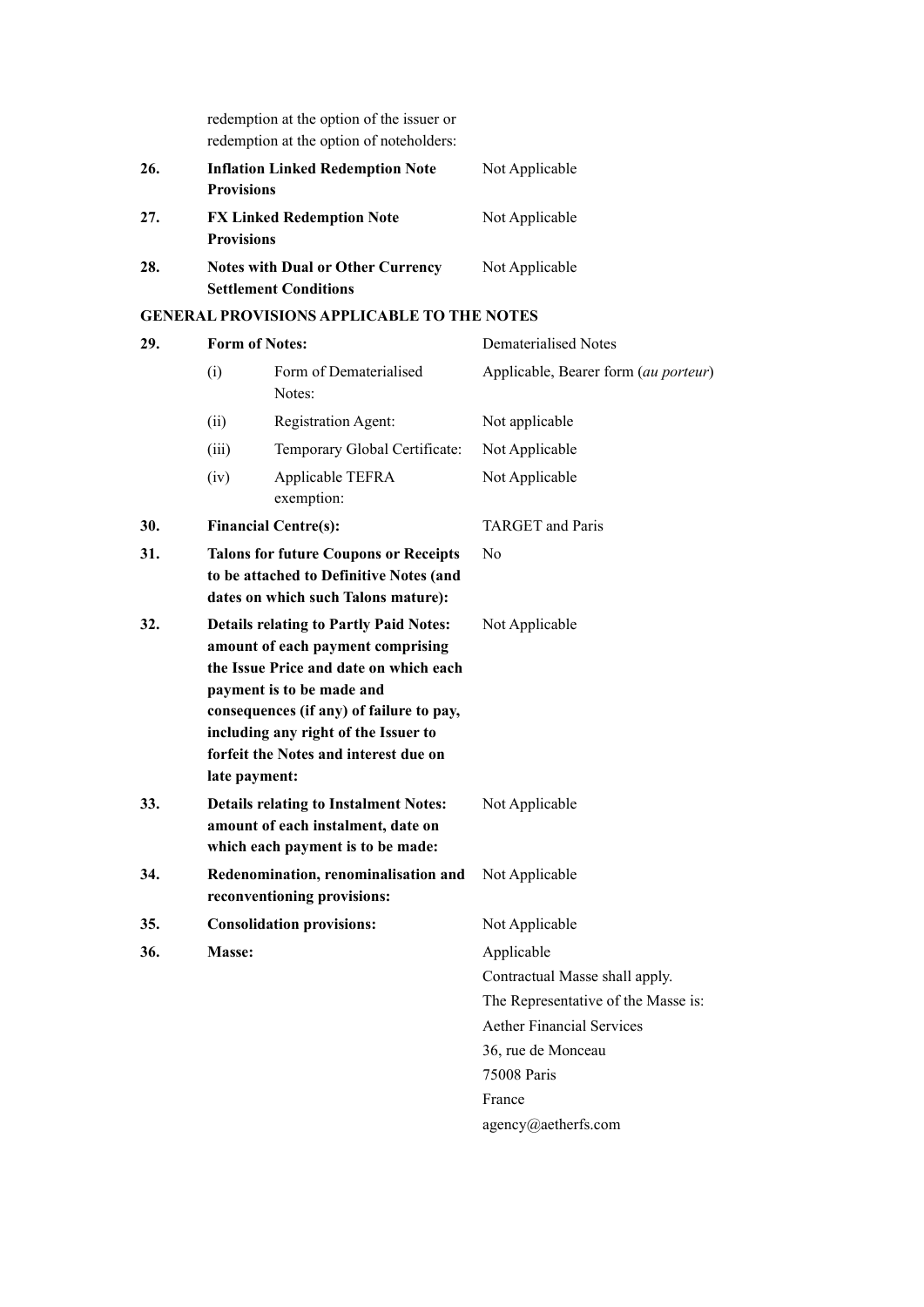| | | | |
|---|---|---|---|
| | redemption at the option of the issuer or redemption at the option of noteholders: | | |
| **26.** | **Inflation Linked Redemption Note Provisions** | | Not Applicable |
| **27.** | **FX Linked Redemption Note Provisions** | | Not Applicable |
| **28.** | **Notes with Dual or Other Currency Settlement Conditions** | | Not Applicable |

**GENERAL PROVISIONS APPLICABLE TO THE NOTES**

| | | | |
|---|---|---|---|
| **29.** | **Form of Notes:** | | Dematerialised Notes |
| | (i) | Form of Dematerialised Notes: | Applicable, Bearer form (*au porteur*) |
| | (ii) | Registration Agent: | Not applicable |
| | (iii) | Temporary Global Certificate: | Not Applicable |
| | (iv) | Applicable TEFRA exemption: | Not Applicable |
| **30.** | **Financial Centre(s):** | | TARGET and Paris |
| **31.** | **Talons for future Coupons or Receipts to be attached to Definitive Notes (and dates on which such Talons mature):** | | No |
| **32.** | **Details relating to Partly Paid Notes: amount of each payment comprising the Issue Price and date on which each payment is to be made and consequences (if any) of failure to pay, including any right of the Issuer to forfeit the Notes and interest due on late payment:** | | Not Applicable |
| **33.** | **Details relating to Instalment Notes: amount of each instalment, date on which each payment is to be made:** | | Not Applicable |
| **34.** | **Redenomination, renominalisation and reconventioning provisions:** | | Not Applicable |
| **35.** | **Consolidation provisions:** | | Not Applicable |
| **36.** | **Masse:** | | Applicable<br>Contractual Masse shall apply.<br>The Representative of the Masse is:<br>Aether Financial Services<br>36, rue de Monceau<br>75008 Paris<br>France<br>agency@aetherfs.com |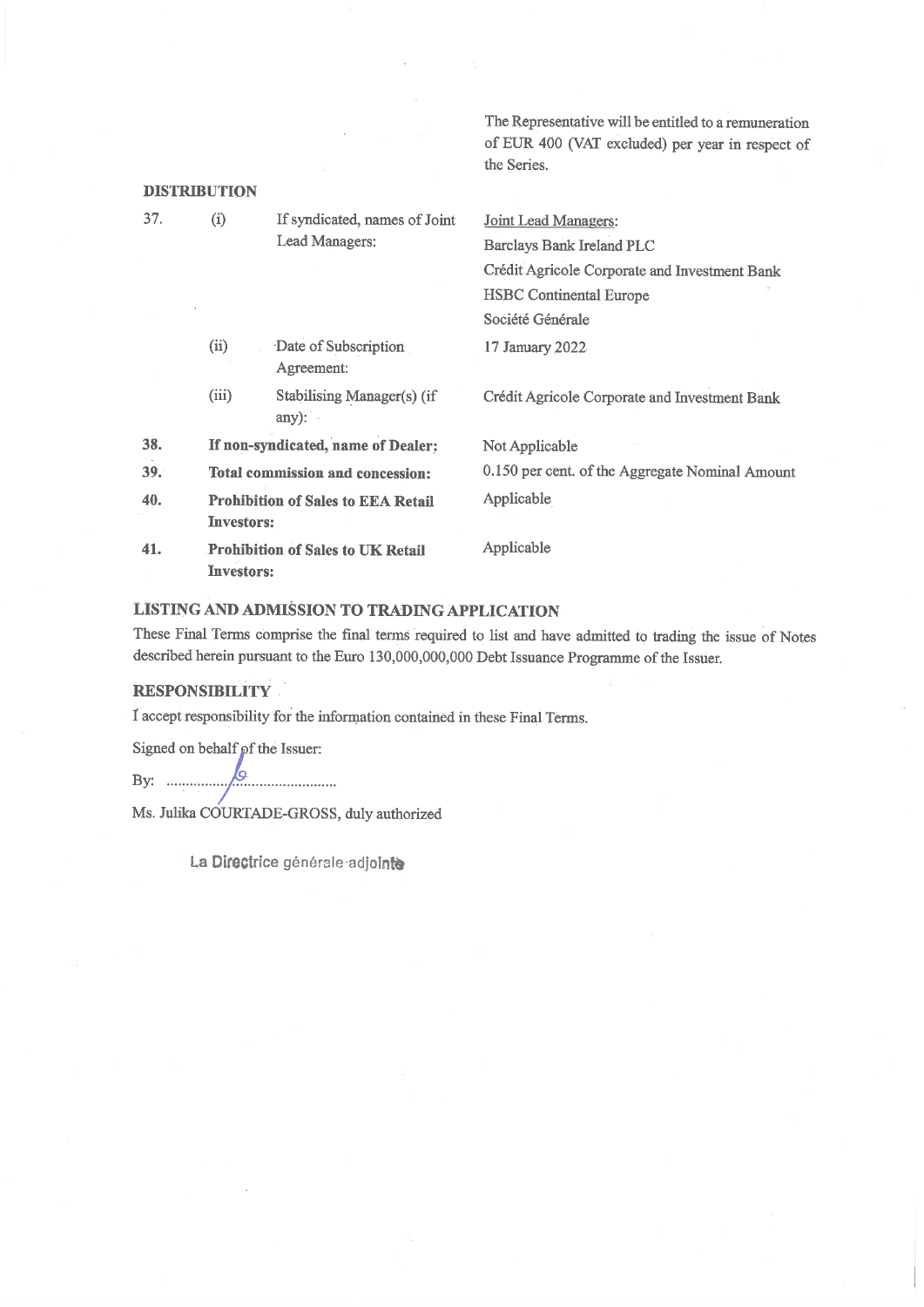The Representative will be entitled to a remuneration of EUR 400 (VAT excluded) per year in respect of the Series.

**DISTRIBUTION**

| | | | |
|---|---|---|---|
| 37. | (i) | If syndicated, names of Joint Lead Managers: | Joint Lead Managers:<br>Barclays Bank Ireland PLC<br>Crédit Agricole Corporate and Investment Bank<br>HSBC Continental Europe<br>Société Générale |
| | (ii) | Date of Subscription Agreement: | 17 January 2022 |
| | (iii) | Stabilising Manager(s) (if any): | Crédit Agricole Corporate and Investment Bank |
| **38.** | **If non-syndicated, name of Dealer:** | | Not Applicable |
| **39.** | **Total commission and concession:** | | 0.150 per cent. of the Aggregate Nominal Amount |
| **40.** | **Prohibition of Sales to EEA Retail Investors:** | | Applicable |
| **41.** | **Prohibition of Sales to UK Retail Investors:** | | Applicable |

**LISTING AND ADMISSION TO TRADING APPLICATION**

These Final Terms comprise the final terms required to list and have admitted to trading the issue of Notes described herein pursuant to the Euro 130,000,000,000 Debt Issuance Programme of the Issuer.

**RESPONSIBILITY**

I accept responsibility for the information contained in these Final Terms.

Signed on behalf of the Issuer:

By: ............................................

Ms. Julika COURTADE-GROSS, duly authorized

La Directrice générale adjointe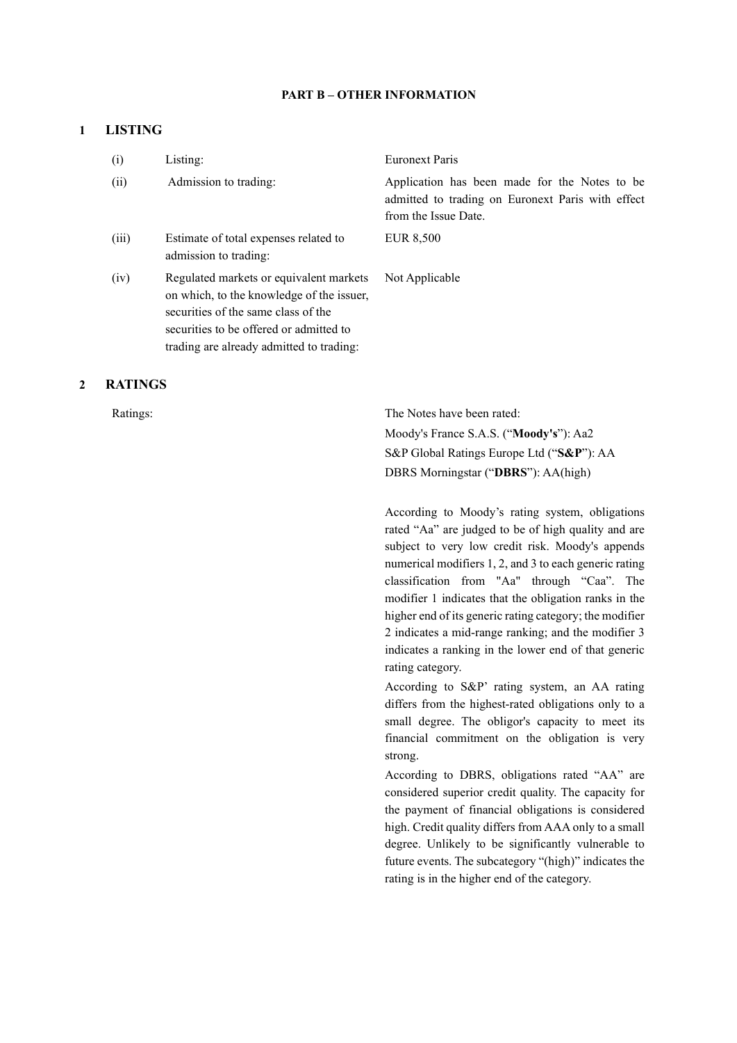## PART B – OTHER INFORMATION

### 1 LISTING

| | | |
|---|---|---|
| (i) | Listing: | Euronext Paris |
| (ii) | Admission to trading: | Application has been made for the Notes to be admitted to trading on Euronext Paris with effect from the Issue Date. |
| (iii) | Estimate of total expenses related to admission to trading: | EUR 8,500 |
| (iv) | Regulated markets or equivalent markets on which, to the knowledge of the issuer, securities of the same class of the securities to be offered or admitted to trading are already admitted to trading: | Not Applicable |

### 2 RATINGS

Ratings:

The Notes have been rated:

Moody's France S.A.S. ("**Moody's**"): Aa2

S&P Global Ratings Europe Ltd ("**S&P**"): AA

DBRS Morningstar ("**DBRS**"): AA(high)

According to Moody's rating system, obligations rated "Aa" are judged to be of high quality and are subject to very low credit risk. Moody's appends numerical modifiers 1, 2, and 3 to each generic rating classification from "Aa" through "Caa". The modifier 1 indicates that the obligation ranks in the higher end of its generic rating category; the modifier 2 indicates a mid-range ranking; and the modifier 3 indicates a ranking in the lower end of that generic rating category.

According to S&P' rating system, an AA rating differs from the highest-rated obligations only to a small degree. The obligor's capacity to meet its financial commitment on the obligation is very strong.

According to DBRS, obligations rated "AA" are considered superior credit quality. The capacity for the payment of financial obligations is considered high. Credit quality differs from AAA only to a small degree. Unlikely to be significantly vulnerable to future events. The subcategory "(high)" indicates the rating is in the higher end of the category.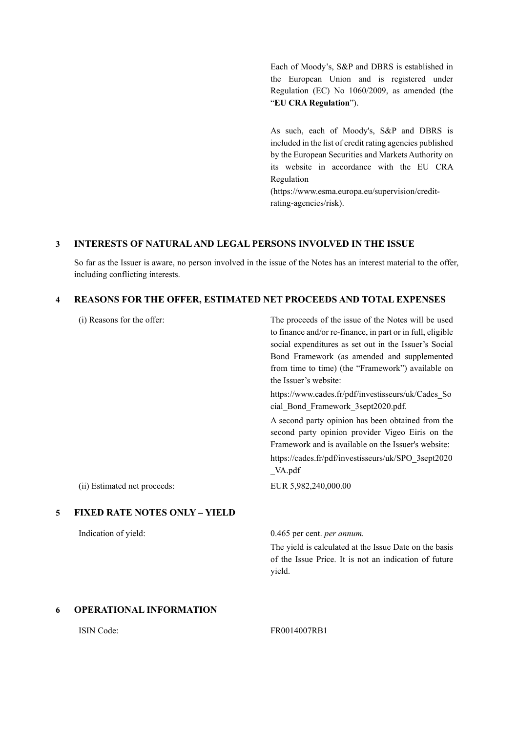Each of Moody's, S&P and DBRS is established in the European Union and is registered under Regulation (EC) No 1060/2009, as amended (the "**EU CRA Regulation**").

As such, each of Moody's, S&P and DBRS is included in the list of credit rating agencies published by the European Securities and Markets Authority on its website in accordance with the EU CRA Regulation (https://www.esma.europa.eu/supervision/credit-rating-agencies/risk).

## 3 INTERESTS OF NATURAL AND LEGAL PERSONS INVOLVED IN THE ISSUE

So far as the Issuer is aware, no person involved in the issue of the Notes has an interest material to the offer, including conflicting interests.

## 4 REASONS FOR THE OFFER, ESTIMATED NET PROCEEDS AND TOTAL EXPENSES

| | |
|---|---|
| (i) Reasons for the offer: | The proceeds of the issue of the Notes will be used to finance and/or re-finance, in part or in full, eligible social expenditures as set out in the Issuer's Social Bond Framework (as amended and supplemented from time to time) (the "Framework") available on the Issuer's website: https://www.cades.fr/pdf/investisseurs/uk/Cades_Social_Bond_Framework_3sept2020.pdf. A second party opinion has been obtained from the second party opinion provider Vigeo Eiris on the Framework and is available on the Issuer's website: https://cades.fr/pdf/investisseurs/uk/SPO_3sept2020_VA.pdf |
| (ii) Estimated net proceeds: | EUR 5,982,240,000.00 |

## 5 FIXED RATE NOTES ONLY – YIELD

| | |
|---|---|
| Indication of yield: | 0.465 per cent. *per annum.* The yield is calculated at the Issue Date on the basis of the Issue Price. It is not an indication of future yield. |

## 6 OPERATIONAL INFORMATION

| | |
|---|---|
| ISIN Code: | FR0014007RB1 |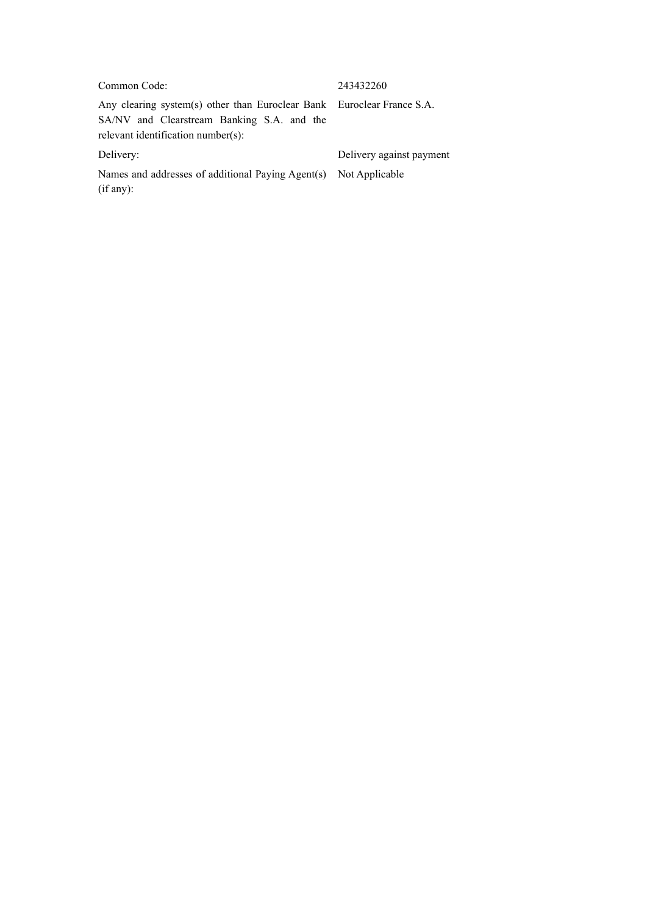| | |
|---|---|
| Common Code: | 243432260 |
| Any clearing system(s) other than Euroclear Bank SA/NV and Clearstream Banking S.A. and the relevant identification number(s): | Euroclear France S.A. |
| Delivery: | Delivery against payment |
| Names and addresses of additional Paying Agent(s) (if any): | Not Applicable |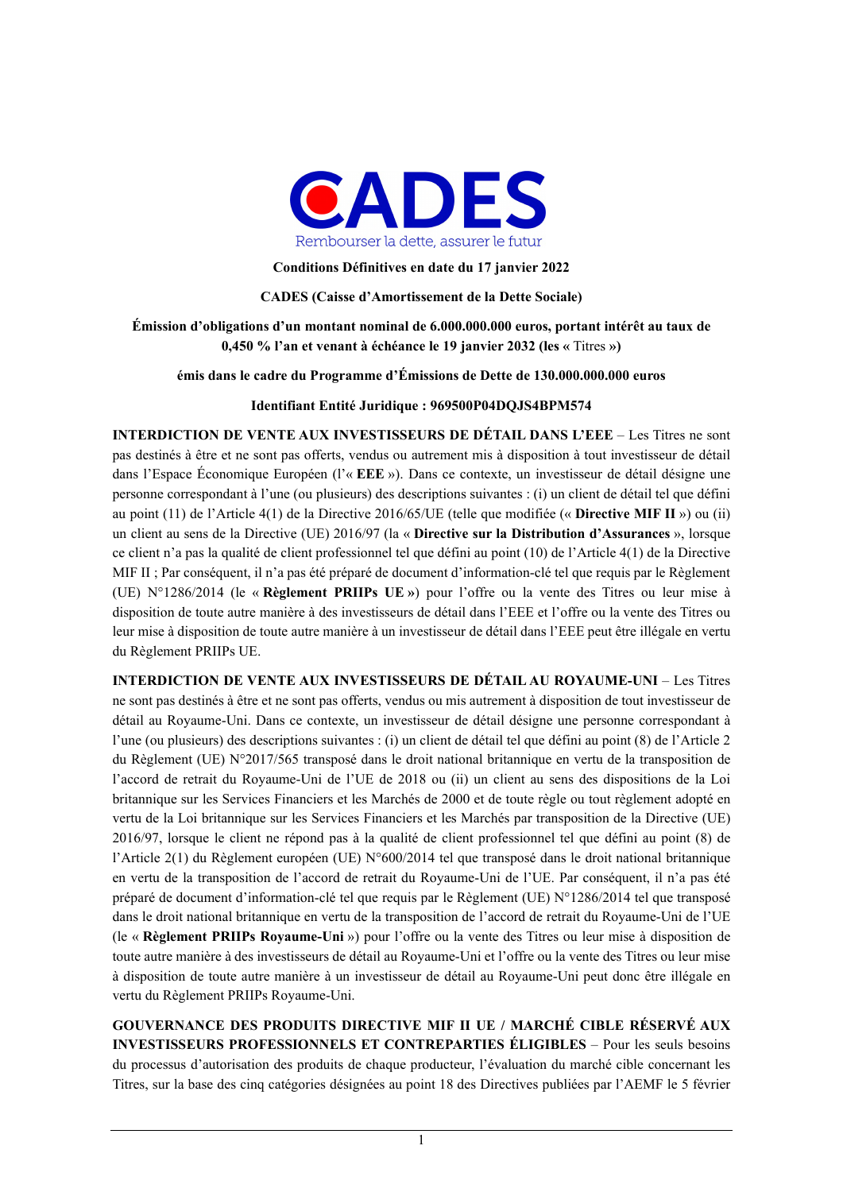**Conditions Définitives en date du 17 janvier 2022**

**CADES (Caisse d'Amortissement de la Dette Sociale)**

**Émission d'obligations d'un montant nominal de 6.000.000.000 euros, portant intérêt au taux de 0,450 % l'an et venant à échéance le 19 janvier 2032 (les «** Titres **»)**

**émis dans le cadre du Programme d'Émissions de Dette de 130.000.000.000 euros**

**Identifiant Entité Juridique : 969500P04DQJS4BPM574**

**INTERDICTION DE VENTE AUX INVESTISSEURS DE DÉTAIL DANS L'EEE** – Les Titres ne sont pas destinés à être et ne sont pas offerts, vendus ou autrement mis à disposition à tout investisseur de détail dans l'Espace Économique Européen (l'« **EEE** »). Dans ce contexte, un investisseur de détail désigne une personne correspondant à l'une (ou plusieurs) des descriptions suivantes : (i) un client de détail tel que défini au point (11) de l'Article 4(1) de la Directive 2016/65/UE (telle que modifiée (« **Directive MIF II** ») ou (ii) un client au sens de la Directive (UE) 2016/97 (la « **Directive sur la Distribution d'Assurances** », lorsque ce client n'a pas la qualité de client professionnel tel que défini au point (10) de l'Article 4(1) de la Directive MIF II ; Par conséquent, il n'a pas été préparé de document d'information-clé tel que requis par le Règlement (UE) N°1286/2014 (le « **Règlement PRIIPs UE** ») pour l'offre ou la vente des Titres ou leur mise à disposition de toute autre manière à des investisseurs de détail dans l'EEE et l'offre ou la vente des Titres ou leur mise à disposition de toute autre manière à un investisseur de détail dans l'EEE peut être illégale en vertu du Règlement PRIIPs UE.

**INTERDICTION DE VENTE AUX INVESTISSEURS DE DÉTAIL AU ROYAUME-UNI** – Les Titres ne sont pas destinés à être et ne sont pas offerts, vendus ou mis autrement à disposition de tout investisseur de détail au Royaume-Uni. Dans ce contexte, un investisseur de détail désigne une personne correspondant à l'une (ou plusieurs) des descriptions suivantes : (i) un client de détail tel que défini au point (8) de l'Article 2 du Règlement (UE) N°2017/565 transposé dans le droit national britannique en vertu de la transposition de l'accord de retrait du Royaume-Uni de l'UE de 2018 ou (ii) un client au sens des dispositions de la Loi britannique sur les Services Financiers et les Marchés de 2000 et de toute règle ou tout règlement adopté en vertu de la Loi britannique sur les Services Financiers et les Marchés par transposition de la Directive (UE) 2016/97, lorsque le client ne répond pas à la qualité de client professionnel tel que défini au point (8) de l'Article 2(1) du Règlement européen (UE) N°600/2014 tel que transposé dans le droit national britannique en vertu de la transposition de l'accord de retrait du Royaume-Uni de l'UE. Par conséquent, il n'a pas été préparé de document d'information-clé tel que requis par le Règlement (UE) N°1286/2014 tel que transposé dans le droit national britannique en vertu de la transposition de l'accord de retrait du Royaume-Uni de l'UE (le « **Règlement PRIIPs Royaume-Uni** ») pour l'offre ou la vente des Titres ou leur mise à disposition de toute autre manière à des investisseurs de détail au Royaume-Uni et l'offre ou la vente des Titres ou leur mise à disposition de toute autre manière à un investisseur de détail au Royaume-Uni peut donc être illégale en vertu du Règlement PRIIPs Royaume-Uni.

**GOUVERNANCE DES PRODUITS DIRECTIVE MIF II UE / MARCHÉ CIBLE RÉSERVÉ AUX INVESTISSEURS PROFESSIONNELS ET CONTREPARTIES ÉLIGIBLES** – Pour les seuls besoins du processus d'autorisation des produits de chaque producteur, l'évaluation du marché cible concernant les Titres, sur la base des cinq catégories désignées au point 18 des Directives publiées par l'AEMF le 5 février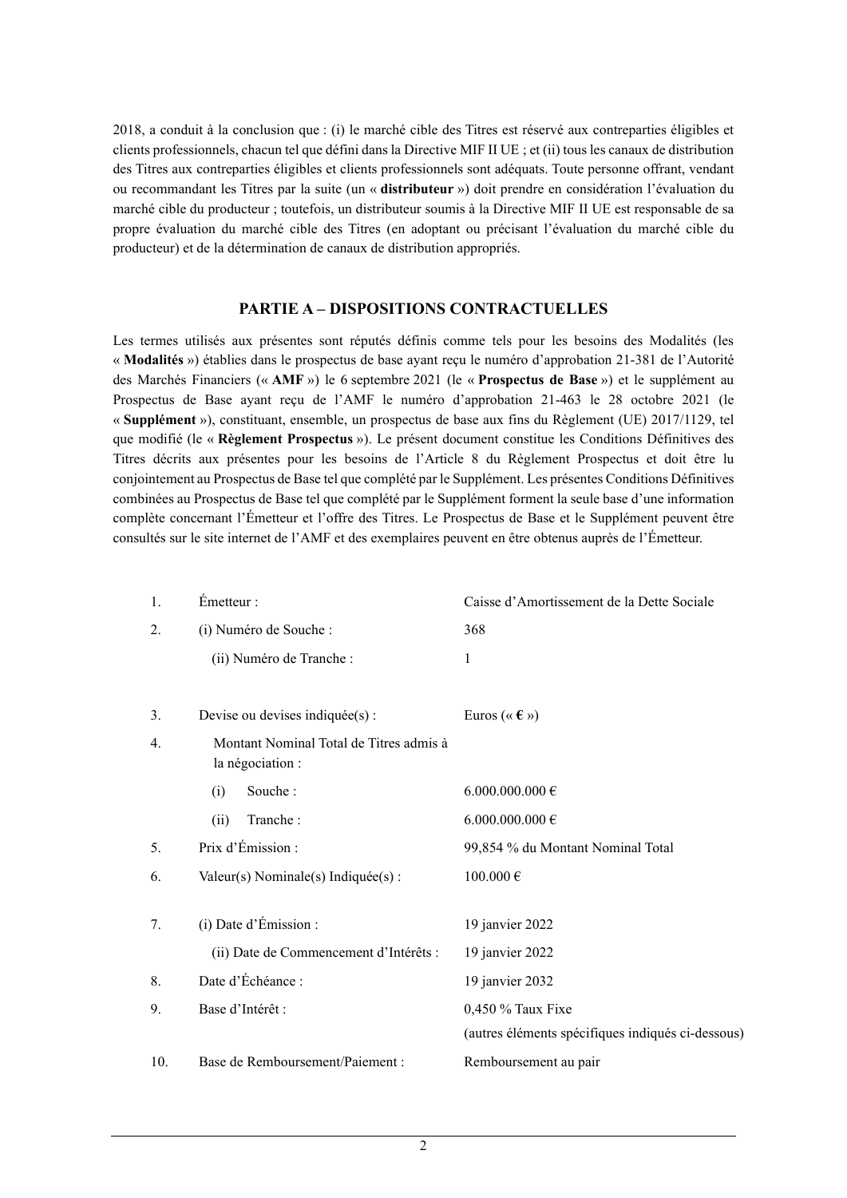2018, a conduit à la conclusion que : (i) le marché cible des Titres est réservé aux contreparties éligibles et clients professionnels, chacun tel que défini dans la Directive MIF II UE ; et (ii) tous les canaux de distribution des Titres aux contreparties éligibles et clients professionnels sont adéquats. Toute personne offrant, vendant ou recommandant les Titres par la suite (un « **distributeur** ») doit prendre en considération l'évaluation du marché cible du producteur ; toutefois, un distributeur soumis à la Directive MIF II UE est responsable de sa propre évaluation du marché cible des Titres (en adoptant ou précisant l'évaluation du marché cible du producteur) et de la détermination de canaux de distribution appropriés.

## PARTIE A – DISPOSITIONS CONTRACTUELLES

Les termes utilisés aux présentes sont réputés définis comme tels pour les besoins des Modalités (les « **Modalités** ») établies dans le prospectus de base ayant reçu le numéro d'approbation 21-381 de l'Autorité des Marchés Financiers (« **AMF** ») le 6 septembre 2021 (le « **Prospectus de Base** ») et le supplément au Prospectus de Base ayant reçu de l'AMF le numéro d'approbation 21-463 le 28 octobre 2021 (le « **Supplément** »), constituant, ensemble, un prospectus de base aux fins du Règlement (UE) 2017/1129, tel que modifié (le « **Règlement Prospectus** »). Le présent document constitue les Conditions Définitives des Titres décrits aux présentes pour les besoins de l'Article 8 du Règlement Prospectus et doit être lu conjointement au Prospectus de Base tel que complété par le Supplément. Les présentes Conditions Définitives combinées au Prospectus de Base tel que complété par le Supplément forment la seule base d'une information complète concernant l'Émetteur et l'offre des Titres. Le Prospectus de Base et le Supplément peuvent être consultés sur le site internet de l'AMF et des exemplaires peuvent en être obtenus auprès de l'Émetteur.

| | | |
|---|---|---|
| 1. | Émetteur : | Caisse d'Amortissement de la Dette Sociale |
| 2. | (i) Numéro de Souche : | 368 |
| | (ii) Numéro de Tranche : | 1 |
| 3. | Devise ou devises indiquée(s) : | Euros (« **€** ») |
| 4. | Montant Nominal Total de Titres admis à la négociation : | |
| | (i) Souche : | 6.000.000.000 € |
| | (ii) Tranche : | 6.000.000.000 € |
| 5. | Prix d'Émission : | 99,854 % du Montant Nominal Total |
| 6. | Valeur(s) Nominale(s) Indiquée(s) : | 100.000 € |
| 7. | (i) Date d'Émission : | 19 janvier 2022 |
| | (ii) Date de Commencement d'Intérêts : | 19 janvier 2022 |
| 8. | Date d'Échéance : | 19 janvier 2032 |
| 9. | Base d'Intérêt : | 0,450 % Taux Fixe<br>(autres éléments spécifiques indiqués ci-dessous) |
| 10. | Base de Remboursement/Paiement : | Remboursement au pair |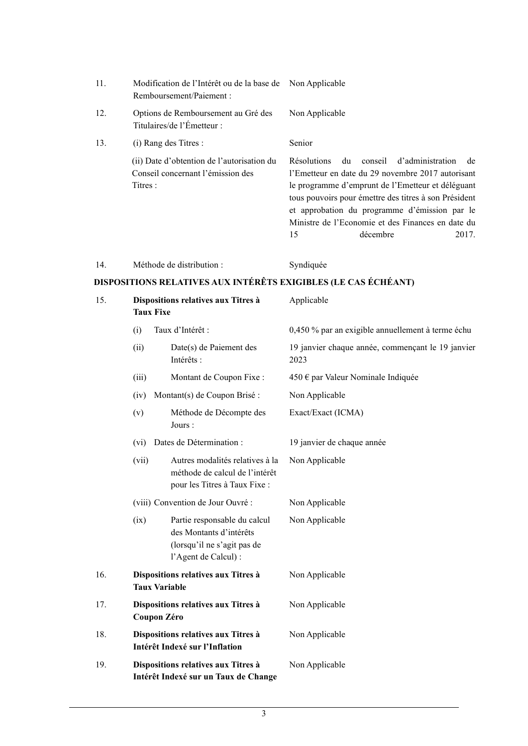| | | |
|---|---|---|
| 11. | Modification de l'Intérêt ou de la base de Remboursement/Paiement : | Non Applicable |
| 12. | Options de Remboursement au Gré des Titulaires/de l'Émetteur : | Non Applicable |
| 13. | (i) Rang des Titres : | Senior |
| | (ii) Date d'obtention de l'autorisation du Conseil concernant l'émission des Titres : | Résolutions du conseil d'administration de l'Emetteur en date du 29 novembre 2017 autorisant le programme d'emprunt de l'Emetteur et déléguant tous pouvoirs pour émettre des titres à son Président et approbation du programme d'émission par le Ministre de l'Economie et des Finances en date du 15 décembre 2017. |
| 14. | Méthode de distribution : | Syndiquée |

**DISPOSITIONS RELATIVES AUX INTÉRÊTS EXIGIBLES (LE CAS ÉCHÉANT)**

| | | |
|---|---|---|
| 15. | **Dispositions relatives aux Titres à Taux Fixe** | Applicable |
| | (i) Taux d'Intérêt : | 0,450 % par an exigible annuellement à terme échu |
| | (ii) Date(s) de Paiement des Intérêts : | 19 janvier chaque année, commençant le 19 janvier 2023 |
| | (iii) Montant de Coupon Fixe : | 450 € par Valeur Nominale Indiquée |
| | (iv) Montant(s) de Coupon Brisé : | Non Applicable |
| | (v) Méthode de Décompte des Jours : | Exact/Exact (ICMA) |
| | (vi) Dates de Détermination : | 19 janvier de chaque année |
| | (vii) Autres modalités relatives à la méthode de calcul de l'intérêt pour les Titres à Taux Fixe : | Non Applicable |
| | (viii) Convention de Jour Ouvré : | Non Applicable |
| | (ix) Partie responsable du calcul des Montants d'intérêts (lorsqu'il ne s'agit pas de l'Agent de Calcul) : | Non Applicable |
| 16. | **Dispositions relatives aux Titres à Taux Variable** | Non Applicable |
| 17. | **Dispositions relatives aux Titres à Coupon Zéro** | Non Applicable |
| 18. | **Dispositions relatives aux Titres à Intérêt Indexé sur l'Inflation** | Non Applicable |
| 19. | **Dispositions relatives aux Titres à Intérêt Indexé sur un Taux de Change** | Non Applicable |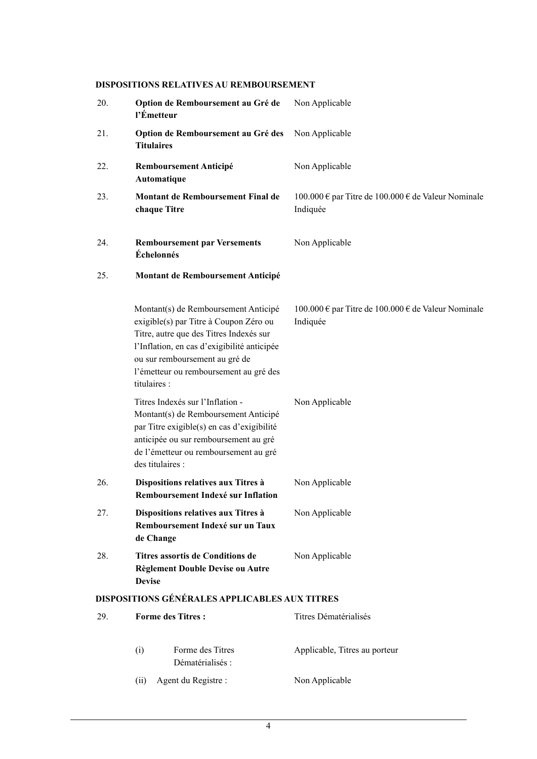**DISPOSITIONS RELATIVES AU REMBOURSEMENT**

| | | |
|---|---|---|
| 20. | **Option de Remboursement au Gré de l'Émetteur** | Non Applicable |
| 21. | **Option de Remboursement au Gré des Titulaires** | Non Applicable |
| 22. | **Remboursement Anticipé Automatique** | Non Applicable |
| 23. | **Montant de Remboursement Final de chaque Titre** | 100.000 € par Titre de 100.000 € de Valeur Nominale Indiquée |
| 24. | **Remboursement par Versements Échelonnés** | Non Applicable |
| 25. | **Montant de Remboursement Anticipé** | |
| | Montant(s) de Remboursement Anticipé exigible(s) par Titre à Coupon Zéro ou Titre, autre que des Titres Indexés sur l'Inflation, en cas d'exigibilité anticipée ou sur remboursement au gré de l'émetteur ou remboursement au gré des titulaires : | 100.000 € par Titre de 100.000 € de Valeur Nominale Indiquée |
| | Titres Indexés sur l'Inflation - Montant(s) de Remboursement Anticipé par Titre exigible(s) en cas d'exigibilité anticipée ou sur remboursement au gré de l'émetteur ou remboursement au gré des titulaires : | Non Applicable |
| 26. | **Dispositions relatives aux Titres à Remboursement Indexé sur Inflation** | Non Applicable |
| 27. | **Dispositions relatives aux Titres à Remboursement Indexé sur un Taux de Change** | Non Applicable |
| 28. | **Titres assortis de Conditions de Règlement Double Devise ou Autre Devise** | Non Applicable |

**DISPOSITIONS GÉNÉRALES APPLICABLES AUX TITRES**

| | | |
|---|---|---|
| 29. | **Forme des Titres :** | Titres Dématérialisés |
| | (i) Forme des Titres Dématérialisés : | Applicable, Titres au porteur |
| | (ii) Agent du Registre : | Non Applicable |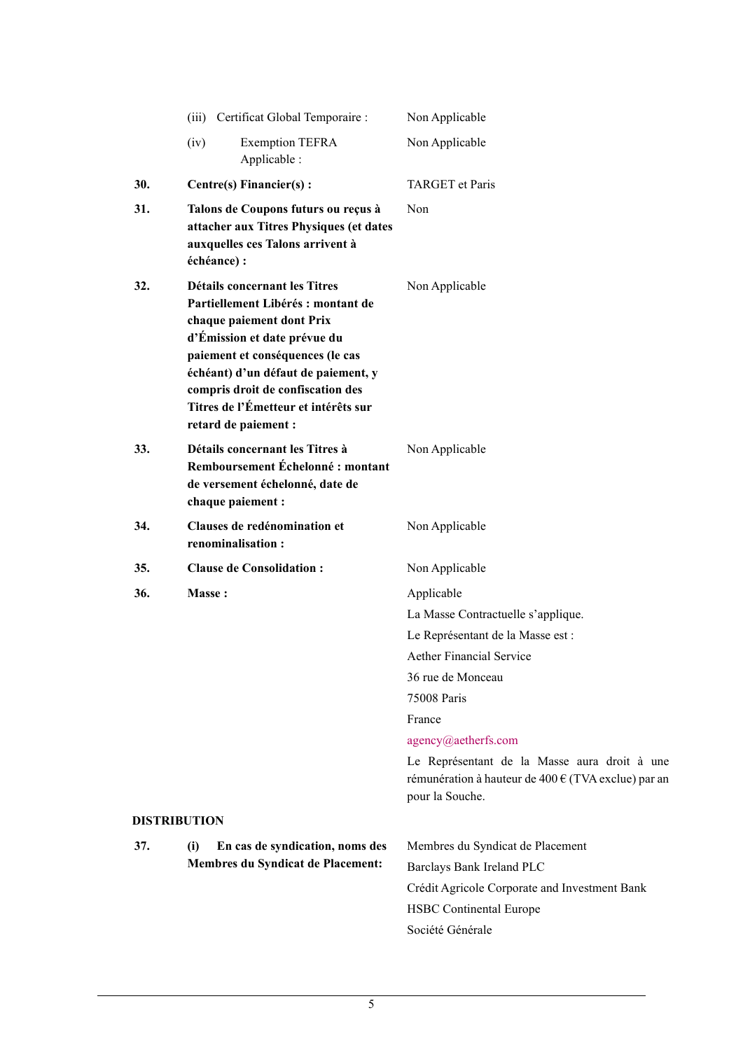| | | |
|---|---|---|
| | (iii) Certificat Global Temporaire : | Non Applicable |
| | (iv) Exemption TEFRA Applicable : | Non Applicable |
| **30.** | **Centre(s) Financier(s) :** | TARGET et Paris |
| **31.** | **Talons de Coupons futurs ou reçus à attacher aux Titres Physiques (et dates auxquelles ces Talons arrivent à échéance) :** | Non |
| **32.** | **Détails concernant les Titres Partiellement Libérés : montant de chaque paiement dont Prix d'Émission et date prévue du paiement et conséquences (le cas échéant) d'un défaut de paiement, y compris droit de confiscation des Titres de l'Émetteur et intérêts sur retard de paiement :** | Non Applicable |
| **33.** | **Détails concernant les Titres à Remboursement Échelonné : montant de versement échelonné, date de chaque paiement :** | Non Applicable |
| **34.** | **Clauses de redénomination et renominalisation :** | Non Applicable |
| **35.** | **Clause de Consolidation :** | Non Applicable |
| **36.** | **Masse :** | Applicable<br>La Masse Contractuelle s'applique.<br>Le Représentant de la Masse est :<br>Aether Financial Service<br>36 rue de Monceau<br>75008 Paris<br>France<br>agency@aetherfs.com<br>Le Représentant de la Masse aura droit à une rémunération à hauteur de 400 € (TVA exclue) par an pour la Souche. |

**DISTRIBUTION**

| | | |
|---|---|---|
| **37.** | **(i) En cas de syndication, noms des Membres du Syndicat de Placement:** | Membres du Syndicat de Placement<br>Barclays Bank Ireland PLC<br>Crédit Agricole Corporate and Investment Bank<br>HSBC Continental Europe<br>Société Générale |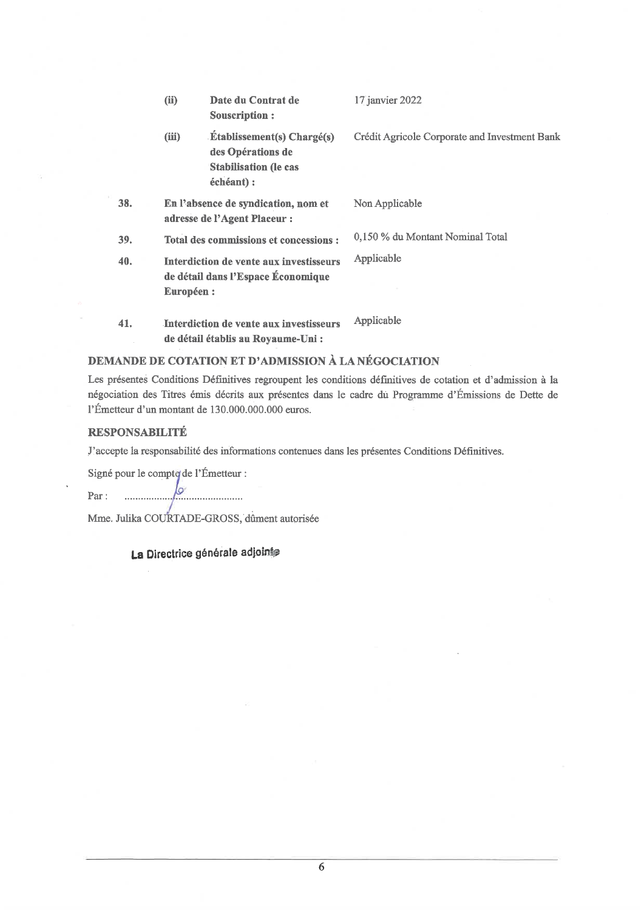| | | | |
|---|---|---|---|
| | (ii) | **Date du Contrat de Souscription :** | 17 janvier 2022 |
| | (iii) | **Établissement(s) Chargé(s) des Opérations de Stabilisation (le cas échéant) :** | Crédit Agricole Corporate and Investment Bank |
| **38.** | **En l'absence de syndication, nom et adresse de l'Agent Placeur :** | | Non Applicable |
| **39.** | **Total des commissions et concessions :** | | 0,150 % du Montant Nominal Total |
| **40.** | **Interdiction de vente aux investisseurs de détail dans l'Espace Économique Européen :** | | Applicable |
| **41.** | **Interdiction de vente aux investisseurs de détail établis au Royaume-Uni :** | | Applicable |

## DEMANDE DE COTATION ET D'ADMISSION À LA NÉGOCIATION

Les présentes Conditions Définitives regroupent les conditions définitives de cotation et d'admission à la négociation des Titres émis décrits aux présentes dans le cadre du Programme d'Émissions de Dette de l'Émetteur d'un montant de 130.000.000.000 euros.

## RESPONSABILITÉ

J'accepte la responsabilité des informations contenues dans les présentes Conditions Définitives.

Signé pour le compte de l'Émetteur :

Par : ..........................................

Mme. Julika COURTADE-GROSS, dûment autorisée

La Directrice générale adjointe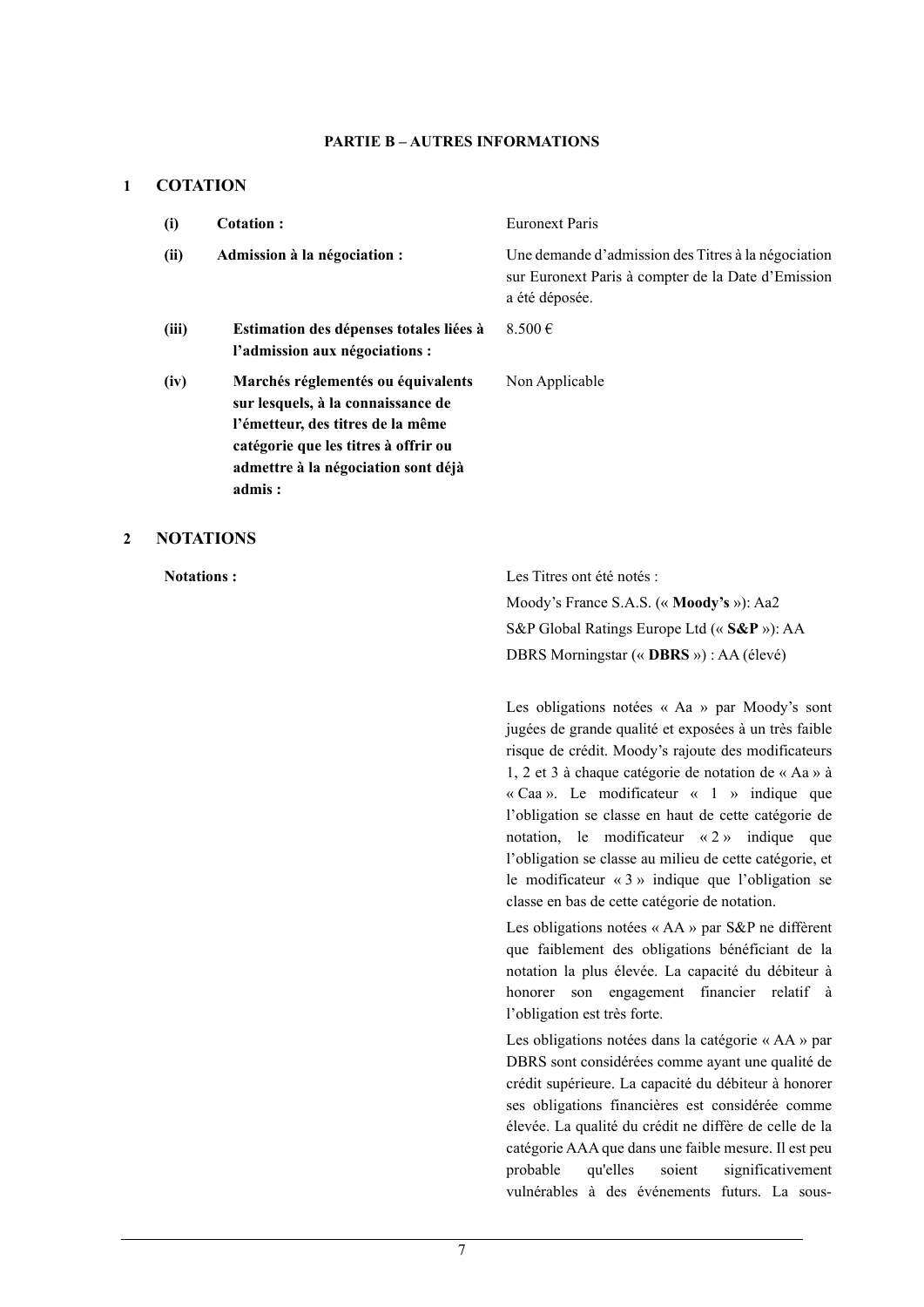**PARTIE B – AUTRES INFORMATIONS**

## 1 COTATION

| | | |
|---|---|---|
| **(i)** | **Cotation :** | Euronext Paris |
| **(ii)** | **Admission à la négociation :** | Une demande d'admission des Titres à la négociation sur Euronext Paris à compter de la Date d'Emission a été déposée. |
| **(iii)** | **Estimation des dépenses totales liées à l'admission aux négociations :** | 8.500 € |
| **(iv)** | **Marchés réglementés ou équivalents sur lesquels, à la connaissance de l'émetteur, des titres de la même catégorie que les titres à offrir ou admettre à la négociation sont déjà admis :** | Non Applicable |

## 2 NOTATIONS

**Notations :**

Les Titres ont été notés :

Moody's France S.A.S. (« **Moody's** »): Aa2

S&P Global Ratings Europe Ltd (« **S&P** »): AA

DBRS Morningstar (« **DBRS** ») : AA (élevé)

Les obligations notées « Aa » par Moody's sont jugées de grande qualité et exposées à un très faible risque de crédit. Moody's rajoute des modificateurs 1, 2 et 3 à chaque catégorie de notation de « Aa » à « Caa ». Le modificateur « 1 » indique que l'obligation se classe en haut de cette catégorie de notation, le modificateur « 2 » indique que l'obligation se classe au milieu de cette catégorie, et le modificateur « 3 » indique que l'obligation se classe en bas de cette catégorie de notation.

Les obligations notées « AA » par S&P ne diffèrent que faiblement des obligations bénéficiant de la notation la plus élevée. La capacité du débiteur à honorer son engagement financier relatif à l'obligation est très forte.

Les obligations notées dans la catégorie « AA » par DBRS sont considérées comme ayant une qualité de crédit supérieure. La capacité du débiteur à honorer ses obligations financières est considérée comme élevée. La qualité du crédit ne diffère de celle de la catégorie AAA que dans une faible mesure. Il est peu probable qu'elles soient significativement vulnérables à des événements futurs. La sous-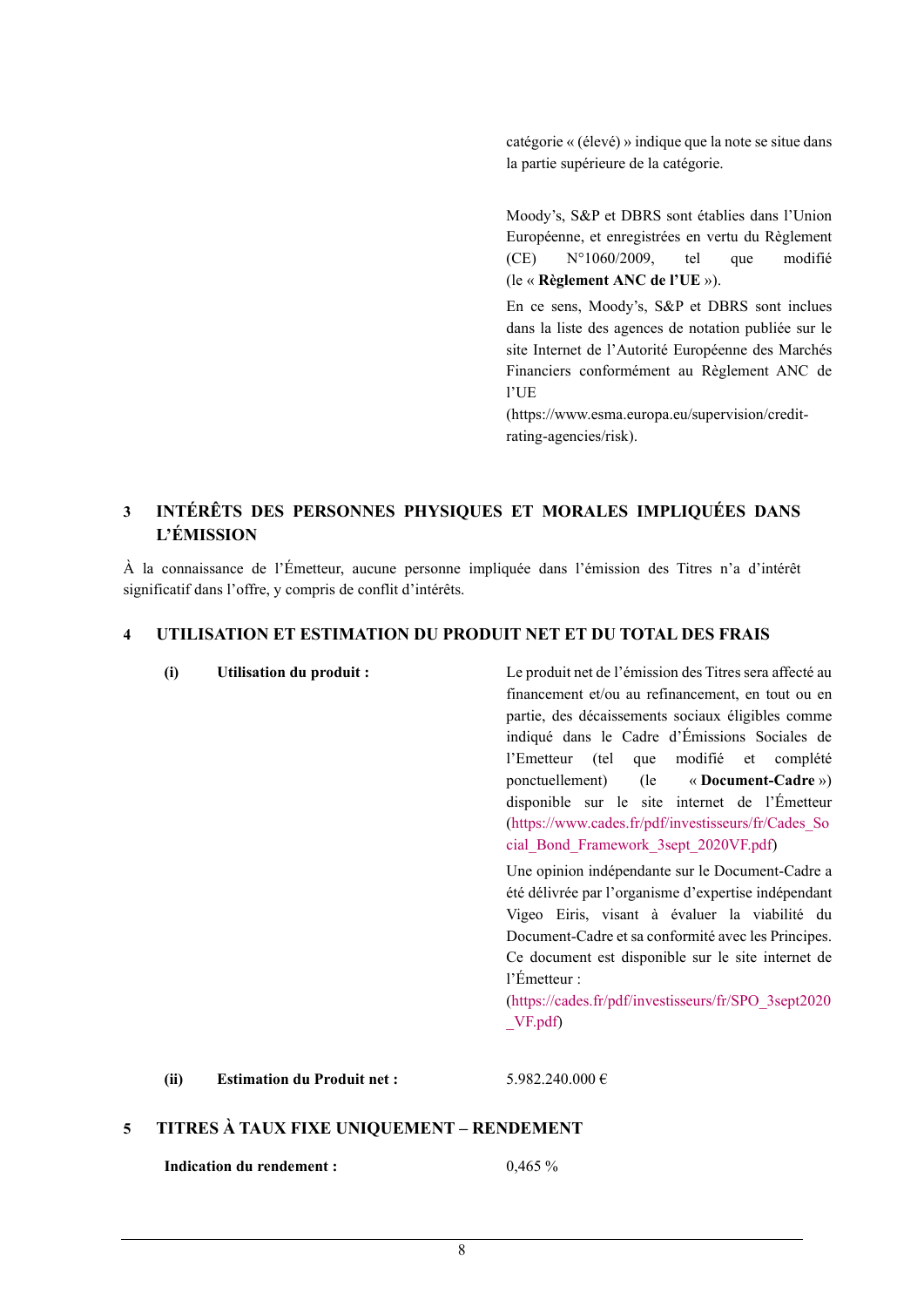catégorie « (élevé) » indique que la note se situe dans la partie supérieure de la catégorie.

Moody's, S&P et DBRS sont établies dans l'Union Européenne, et enregistrées en vertu du Règlement (CE) N°1060/2009, tel que modifié (le « **Règlement ANC de l'UE** »).

En ce sens, Moody's, S&P et DBRS sont inclues dans la liste des agences de notation publiée sur le site Internet de l'Autorité Européenne des Marchés Financiers conformément au Règlement ANC de l'UE (https://www.esma.europa.eu/supervision/credit-rating-agencies/risk).

## 3 INTÉRÊTS DES PERSONNES PHYSIQUES ET MORALES IMPLIQUÉES DANS L'ÉMISSION

À la connaissance de l'Émetteur, aucune personne impliquée dans l'émission des Titres n'a d'intérêt significatif dans l'offre, y compris de conflit d'intérêts.

## 4 UTILISATION ET ESTIMATION DU PRODUIT NET ET DU TOTAL DES FRAIS

**(i) Utilisation du produit :**

Le produit net de l'émission des Titres sera affecté au financement et/ou au refinancement, en tout ou en partie, des décaissements sociaux éligibles comme indiqué dans le Cadre d'Émissions Sociales de l'Emetteur (tel que modifié et complété ponctuellement) (le « **Document-Cadre** ») disponible sur le site internet de l'Émetteur (https://www.cades.fr/pdf/investisseurs/fr/Cades_Social_Bond_Framework_3sept_2020VF.pdf)

Une opinion indépendante sur le Document-Cadre a été délivrée par l'organisme d'expertise indépendant Vigeo Eiris, visant à évaluer la viabilité du Document-Cadre et sa conformité avec les Principes. Ce document est disponible sur le site internet de l'Émetteur : (https://cades.fr/pdf/investisseurs/fr/SPO_3sept2020_VF.pdf)

**(ii) Estimation du Produit net :** 5.982.240.000 €

## 5 TITRES À TAUX FIXE UNIQUEMENT – RENDEMENT

**Indication du rendement :** 0,465 %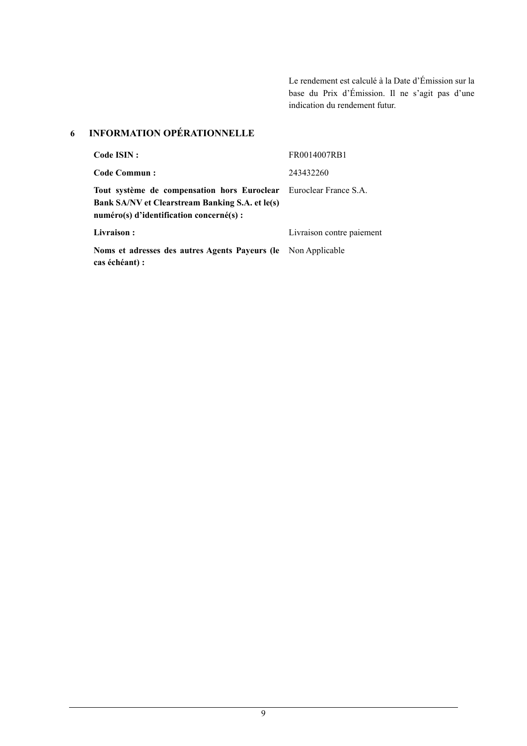Le rendement est calculé à la Date d'Émission sur la base du Prix d'Émission. Il ne s'agit pas d'une indication du rendement futur.

## 6 INFORMATION OPÉRATIONNELLE

| | |
|---|---|
| **Code ISIN :** | FR0014007RB1 |
| **Code Commun :** | 243432260 |
| **Tout système de compensation hors Euroclear Bank SA/NV et Clearstream Banking S.A. et le(s) numéro(s) d'identification concerné(s) :** | Euroclear France S.A. |
| **Livraison :** | Livraison contre paiement |
| **Noms et adresses des autres Agents Payeurs (le cas échéant) :** | Non Applicable |